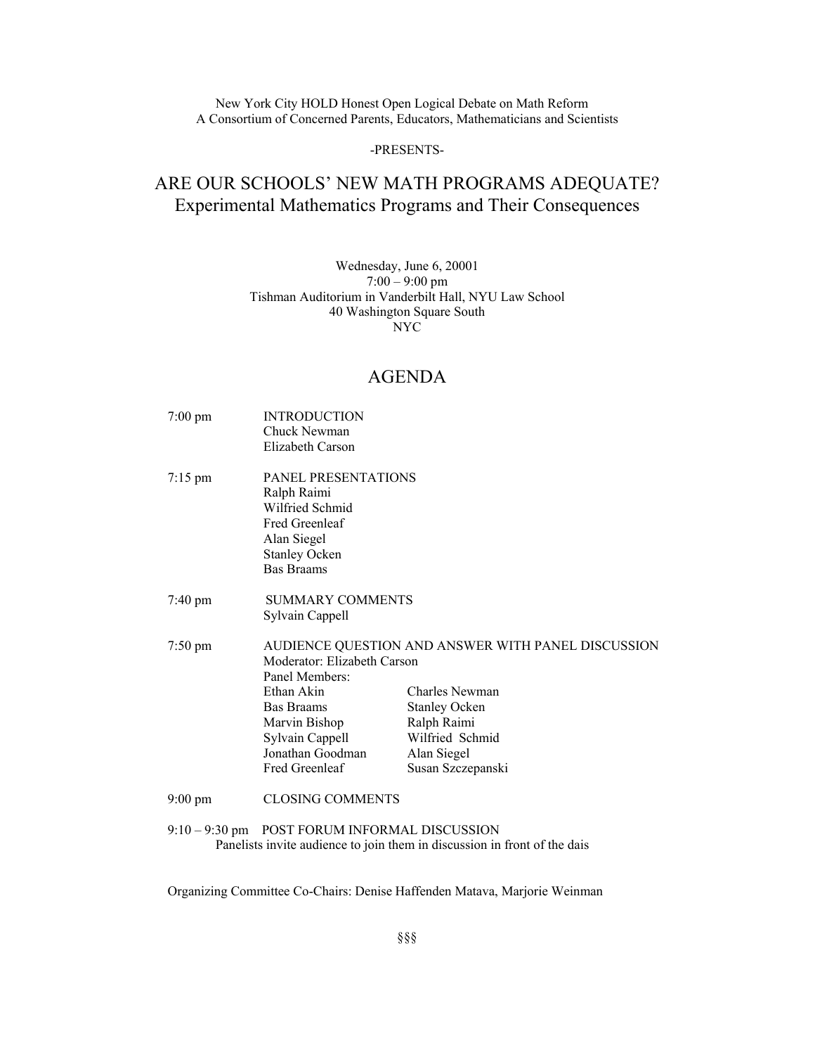New York City HOLD Honest Open Logical Debate on Math Reform
A Consortium of Concerned Parents, Educators, Mathematicians and Scientists

-PRESENTS-

# ARE OUR SCHOOLS' NEW MATH PROGRAMS ADEQUATE?
## Experimental Mathematics Programs and Their Consequences

Wednesday, June 6, 20001
7:00 – 9:00 pm
Tishman Auditorium in Vanderbilt Hall, NYU Law School
40 Washington Square South
NYC

## AGENDA

7:00 pm INTRODUCTION
Chuck Newman
Elizabeth Carson

7:15 pm PANEL PRESENTATIONS
Ralph Raimi
Wilfried Schmid
Fred Greenleaf
Alan Siegel
Stanley Ocken
Bas Braams

7:40 pm SUMMARY COMMENTS
Sylvain Cappell

7:50 pm AUDIENCE QUESTION AND ANSWER WITH PANEL DISCUSSION
Moderator: Elizabeth Carson
Panel Members:

| | |
|---|---|
| Ethan Akin | Charles Newman |
| Bas Braams | Stanley Ocken |
| Marvin Bishop | Ralph Raimi |
| Sylvain Cappell | Wilfried Schmid |
| Jonathan Goodman | Alan Siegel |
| Fred Greenleaf | Susan Szczepanski |

9:00 pm CLOSING COMMENTS

9:10 – 9:30 pm POST FORUM INFORMAL DISCUSSION
Panelists invite audience to join them in discussion in front of the dais

Organizing Committee Co-Chairs: Denise Haffenden Matava, Marjorie Weinman

§§§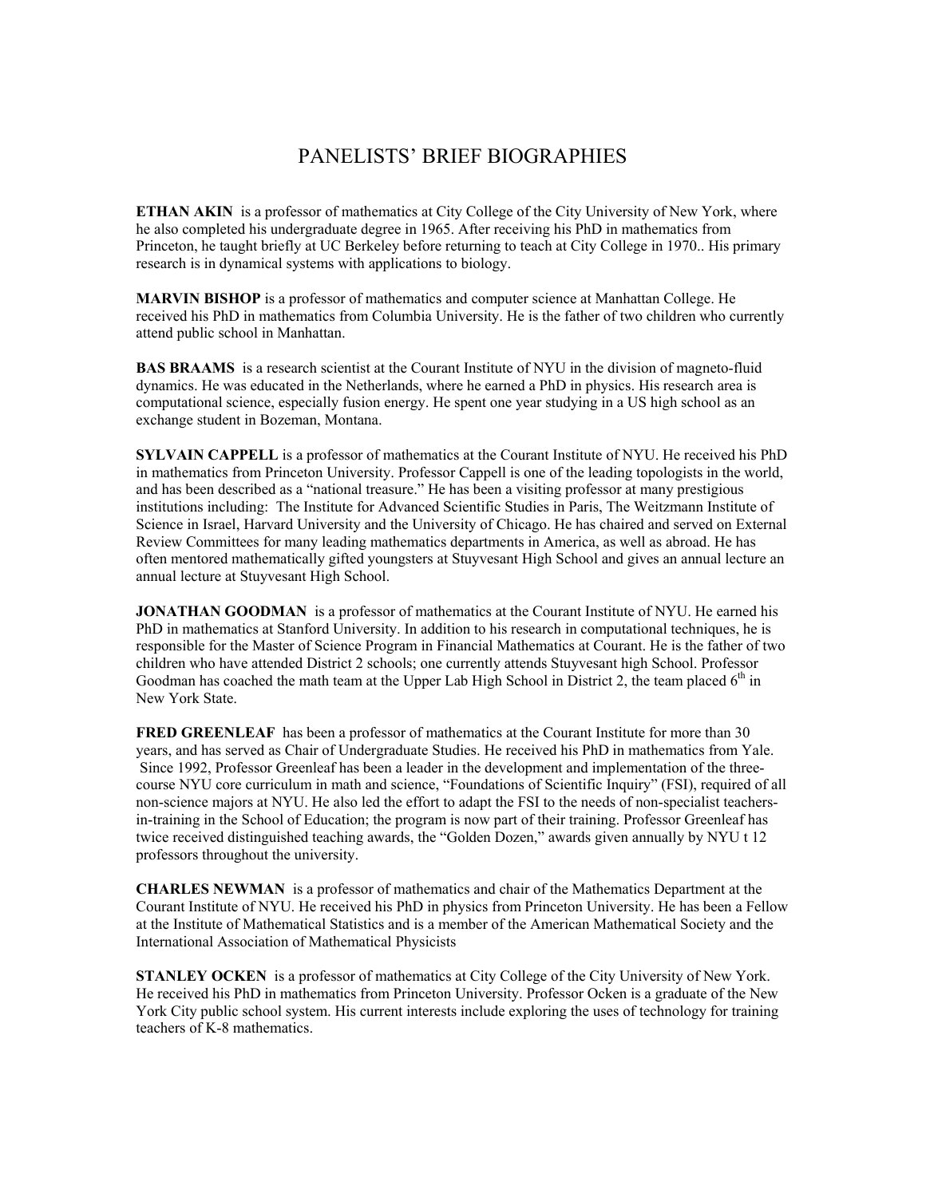# PANELISTS' BRIEF BIOGRAPHIES

**ETHAN AKIN** is a professor of mathematics at City College of the City University of New York, where he also completed his undergraduate degree in 1965. After receiving his PhD in mathematics from Princeton, he taught briefly at UC Berkeley before returning to teach at City College in 1970.. His primary research is in dynamical systems with applications to biology.

**MARVIN BISHOP** is a professor of mathematics and computer science at Manhattan College. He received his PhD in mathematics from Columbia University. He is the father of two children who currently attend public school in Manhattan.

**BAS BRAAMS** is a research scientist at the Courant Institute of NYU in the division of magneto-fluid dynamics. He was educated in the Netherlands, where he earned a PhD in physics. His research area is computational science, especially fusion energy. He spent one year studying in a US high school as an exchange student in Bozeman, Montana.

**SYLVAIN CAPPELL** is a professor of mathematics at the Courant Institute of NYU. He received his PhD in mathematics from Princeton University. Professor Cappell is one of the leading topologists in the world, and has been described as a "national treasure." He has been a visiting professor at many prestigious institutions including: The Institute for Advanced Scientific Studies in Paris, The Weitzmann Institute of Science in Israel, Harvard University and the University of Chicago. He has chaired and served on External Review Committees for many leading mathematics departments in America, as well as abroad. He has often mentored mathematically gifted youngsters at Stuyvesant High School and gives an annual lecture an annual lecture at Stuyvesant High School.

**JONATHAN GOODMAN** is a professor of mathematics at the Courant Institute of NYU. He earned his PhD in mathematics at Stanford University. In addition to his research in computational techniques, he is responsible for the Master of Science Program in Financial Mathematics at Courant. He is the father of two children who have attended District 2 schools; one currently attends Stuyvesant high School. Professor Goodman has coached the math team at the Upper Lab High School in District 2, the team placed 6th in New York State.

**FRED GREENLEAF** has been a professor of mathematics at the Courant Institute for more than 30 years, and has served as Chair of Undergraduate Studies. He received his PhD in mathematics from Yale. Since 1992, Professor Greenleaf has been a leader in the development and implementation of the three-course NYU core curriculum in math and science, "Foundations of Scientific Inquiry" (FSI), required of all non-science majors at NYU. He also led the effort to adapt the FSI to the needs of non-specialist teachers-in-training in the School of Education; the program is now part of their training. Professor Greenleaf has twice received distinguished teaching awards, the "Golden Dozen," awards given annually by NYU t 12 professors throughout the university.

**CHARLES NEWMAN** is a professor of mathematics and chair of the Mathematics Department at the Courant Institute of NYU. He received his PhD in physics from Princeton University. He has been a Fellow at the Institute of Mathematical Statistics and is a member of the American Mathematical Society and the International Association of Mathematical Physicists

**STANLEY OCKEN** is a professor of mathematics at City College of the City University of New York. He received his PhD in mathematics from Princeton University. Professor Ocken is a graduate of the New York City public school system. His current interests include exploring the uses of technology for training teachers of K-8 mathematics.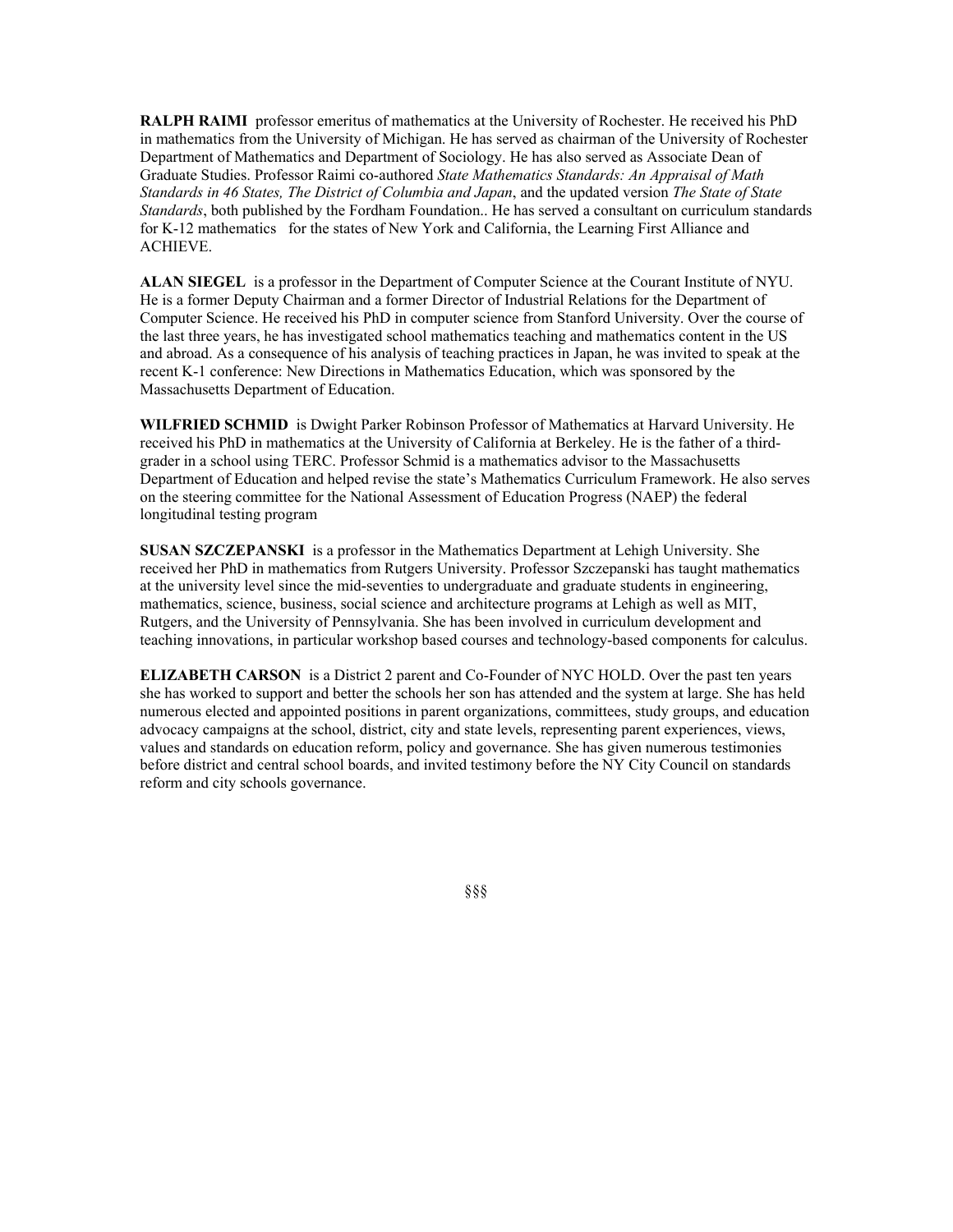**RALPH RAIMI** professor emeritus of mathematics at the University of Rochester. He received his PhD in mathematics from the University of Michigan. He has served as chairman of the University of Rochester Department of Mathematics and Department of Sociology. He has also served as Associate Dean of Graduate Studies. Professor Raimi co-authored *State Mathematics Standards: An Appraisal of Math Standards in 46 States, The District of Columbia and Japan*, and the updated version *The State of State Standards*, both published by the Fordham Foundation.. He has served a consultant on curriculum standards for K-12 mathematics for the states of New York and California, the Learning First Alliance and ACHIEVE.

**ALAN SIEGEL** is a professor in the Department of Computer Science at the Courant Institute of NYU. He is a former Deputy Chairman and a former Director of Industrial Relations for the Department of Computer Science. He received his PhD in computer science from Stanford University. Over the course of the last three years, he has investigated school mathematics teaching and mathematics content in the US and abroad. As a consequence of his analysis of teaching practices in Japan, he was invited to speak at the recent K-1 conference: New Directions in Mathematics Education, which was sponsored by the Massachusetts Department of Education.

**WILFRIED SCHMID** is Dwight Parker Robinson Professor of Mathematics at Harvard University. He received his PhD in mathematics at the University of California at Berkeley. He is the father of a third-grader in a school using TERC. Professor Schmid is a mathematics advisor to the Massachusetts Department of Education and helped revise the state's Mathematics Curriculum Framework. He also serves on the steering committee for the National Assessment of Education Progress (NAEP) the federal longitudinal testing program

**SUSAN SZCZEPANSKI** is a professor in the Mathematics Department at Lehigh University. She received her PhD in mathematics from Rutgers University. Professor Szczepanski has taught mathematics at the university level since the mid-seventies to undergraduate and graduate students in engineering, mathematics, science, business, social science and architecture programs at Lehigh as well as MIT, Rutgers, and the University of Pennsylvania. She has been involved in curriculum development and teaching innovations, in particular workshop based courses and technology-based components for calculus.

**ELIZABETH CARSON** is a District 2 parent and Co-Founder of NYC HOLD. Over the past ten years she has worked to support and better the schools her son has attended and the system at large. She has held numerous elected and appointed positions in parent organizations, committees, study groups, and education advocacy campaigns at the school, district, city and state levels, representing parent experiences, views, values and standards on education reform, policy and governance. She has given numerous testimonies before district and central school boards, and invited testimony before the NY City Council on standards reform and city schools governance.

§§§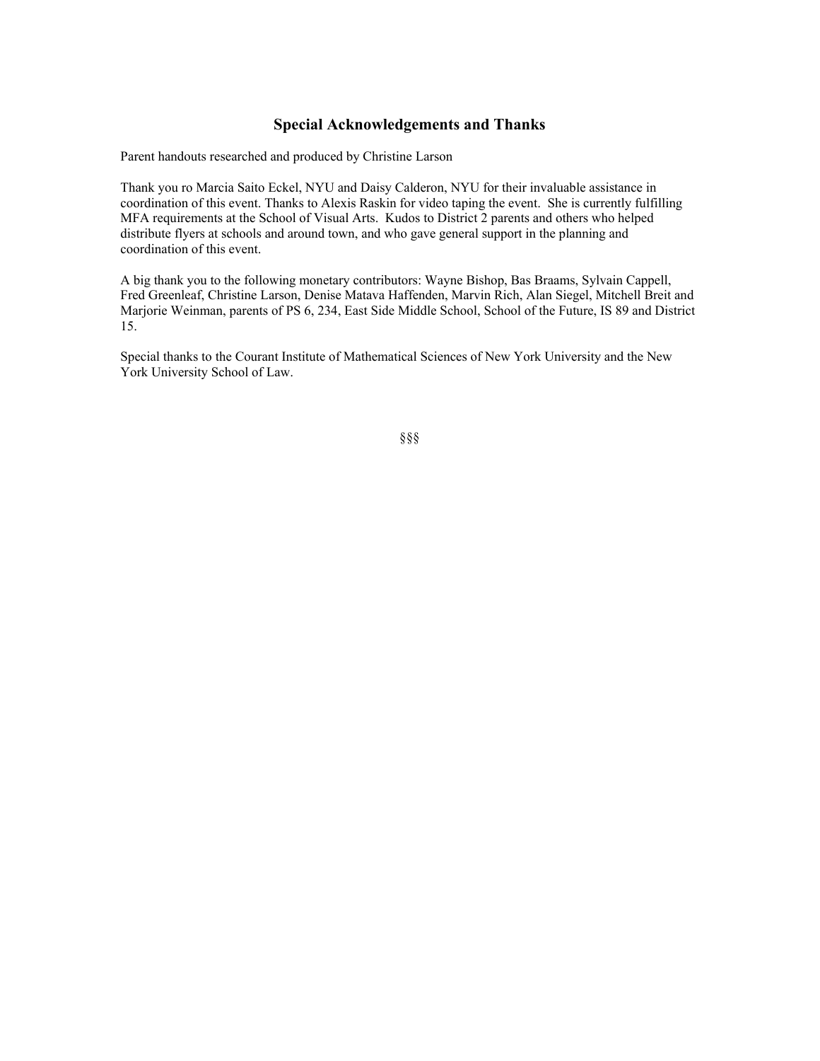## Special Acknowledgements and Thanks

Parent handouts researched and produced by Christine Larson

Thank you ro Marcia Saito Eckel, NYU and Daisy Calderon, NYU for their invaluable assistance in coordination of this event. Thanks to Alexis Raskin for video taping the event. She is currently fulfilling MFA requirements at the School of Visual Arts. Kudos to District 2 parents and others who helped distribute flyers at schools and around town, and who gave general support in the planning and coordination of this event.

A big thank you to the following monetary contributors: Wayne Bishop, Bas Braams, Sylvain Cappell, Fred Greenleaf, Christine Larson, Denise Matava Haffenden, Marvin Rich, Alan Siegel, Mitchell Breit and Marjorie Weinman, parents of PS 6, 234, East Side Middle School, School of the Future, IS 89 and District 15.

Special thanks to the Courant Institute of Mathematical Sciences of New York University and the New York University School of Law.

§§§